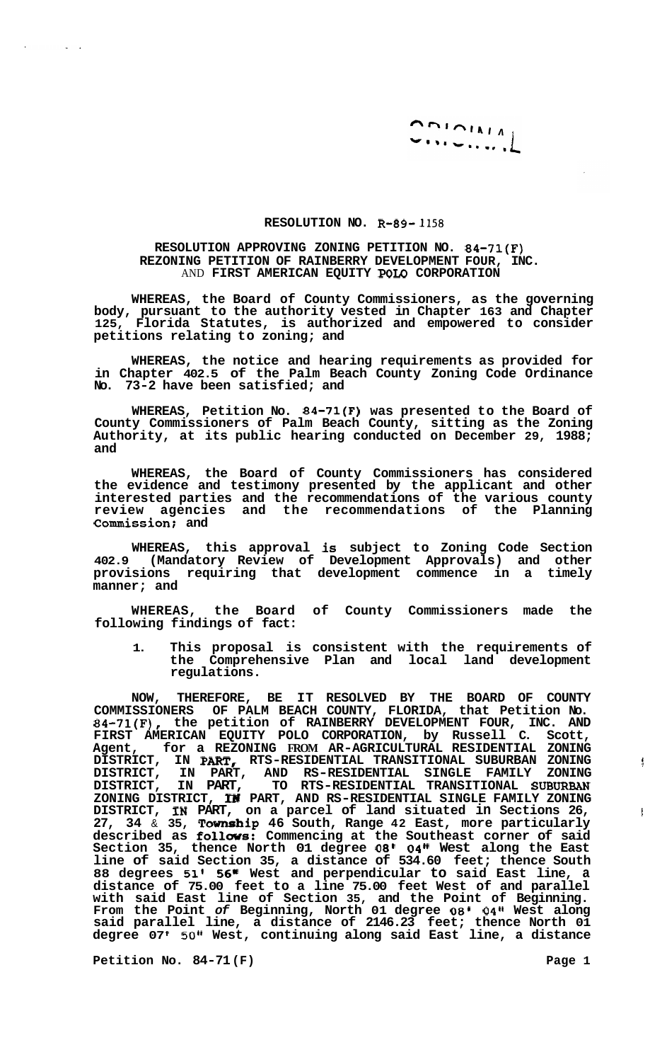ORIGINAL

**RESOLUTION NO. R-89- 1158**

**RESOLUTION APPROVING ZONING PETITION NO. 84-71(F) REZONING PETITION OF RAINBERRY DEVELOPMENT FOUR, INC. AND FIRST AMERICAN EQUITY POLO CORPORATION**

**WHEREAS, the Board of County Commissioners, as the governing body, pursuant to the authority vested in Chapter 163 and Chapter 125, Florida Statutes, is authorized and empowered to consider petitions relating to zoning; and**

**WHEREAS, the notice and hearing requirements as provided for in Chapter 402.5 of the Palm Beach County Zoning Code Ordinance No. 73-2 have been satisfied; and**

**WHEREAS, Petition No. 84-71(F) was presented to the Board of County Commissioners of Palm Beach County, sitting as the Zoning Authority, at its public hearing conducted on December 29, 1988; and**

**WHEREAS, the Board of County Commissioners has considered the evidence and testimony presented by the applicant and other interested parties and the recommendations of the various county review agencies and the recommendations of the Planning Commission; and**

**WHEREAS, this approval is subject to Zoning Code Section 402.9 (Mandatory Review of Development Approvals) and other provisions requiring that development commence in a timely manner; and**

**WHEREAS, the Board of County Commissioners made the following findings of fact:**

1. **This proposal is consistent with the requirements of the Comprehensive Plan and local land development regulations.**

**NOW, THEREFORE, BE IT RESOLVED BY THE BOARD OF COUNTY COMMISSIONERS OF PALM BEACH COUNTY, FLORIDA, that Petition No. 84-71(F), the petition of RAINBERRY DEVELOPMENT FOUR, INC. AND FIRST AMERICAN EQUITY POLO CORPORATION, by Russell C. Scott, Agent, for a REZONING FROM AR-AGRICULTURAL RESIDENTIAL ZONING DISTRICT, IN PART, RTS-RESIDENTIAL TRANSITIONAL SUBURBAN ZONING DISTRICT, IN PART, AND RS-RESIDENTIAL SINGLE FAMILY ZONING DISTRICT, IN PART, TO RTS-RESIDENTIAL TRANSITIONAL SUBURBAN ZONING DISTRICT, IN PART, AND RS-RESIDENTIAL SINGLE FAMILY ZONING DISTRICT, IN PART, on a parcel of land situated in Sections 26, 27, 34 & 35, Township 46 South, Range 42 East, more particularly described as follows: Commencing at the Southeast corner of said Section 35, thence North 01 degree 08' 04" West along the East line of said Section 35, a distance of 534.60 feet; thence South 88 degrees 51' 56" West and perpendicular to said East line, a distance of 75.00 feet to a line 75.00 feet West of and parallel with said East line of Section 35, and the Point of Beginning. From the Point of Beginning, North 01 degree 08' 04" West along said parallel line, a distance of 2146.23 feet; thence North 01 degree 07' 50" West, continuing along said East line, a distance**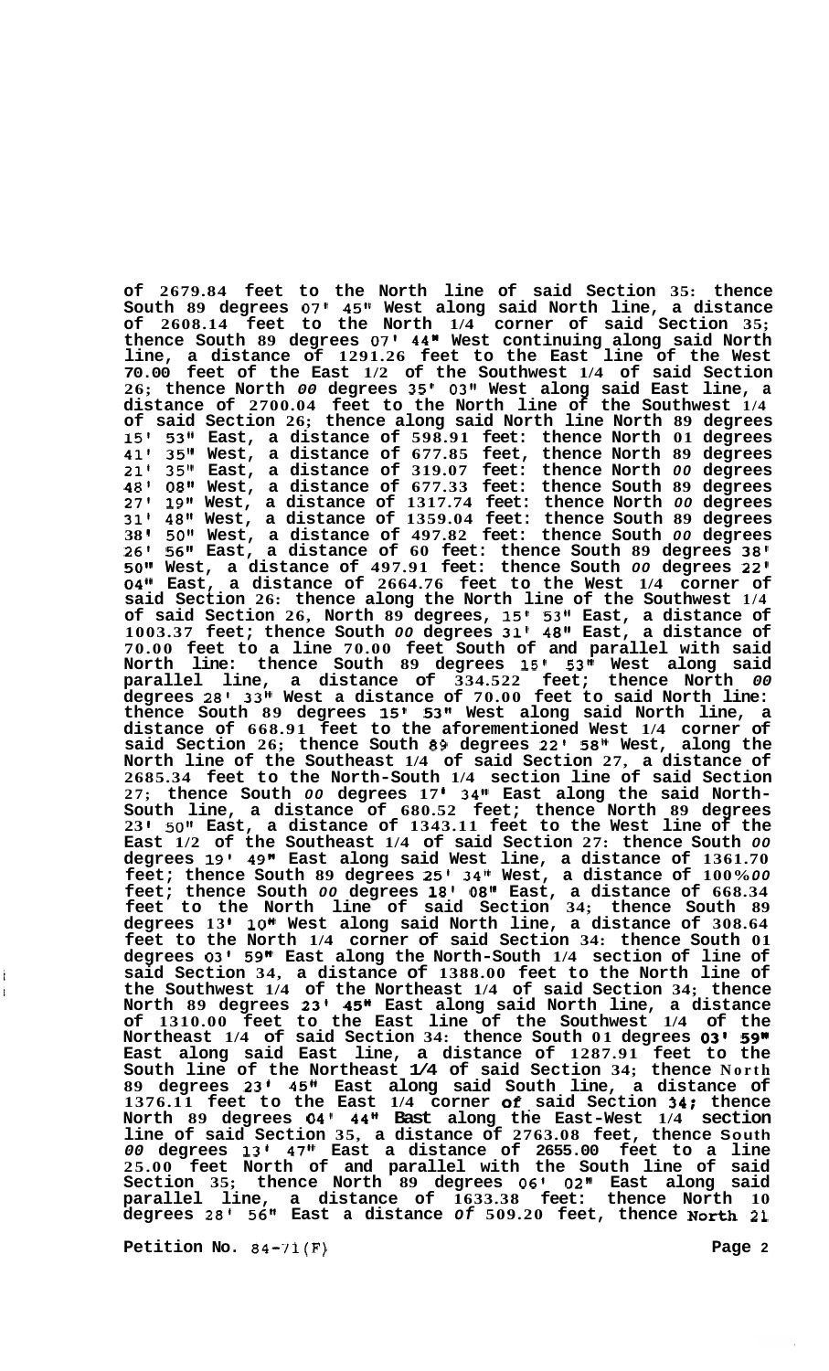**of 2679.84 feet to the North line of said Section 35: thence South 89 degrees 07' 45" West along said North line, a distance of 2608.14 feet to the North 1/4 corner of said Section 35; thence South 89 degrees 07' 44" West continuing along said North line, a distance of 1291.26 feet to the East line of the West 70.00 feet of the East 1/2 of the Southwest 1/4 of said Section 26; thence North *00* degrees 35' 03" West along said East line, a distance of 2700.04 feet to the North line of the Southwest 1/4 of said Section 26; thence along said North line North 89 degrees 15' 53" East, a distance of 598.91 feet: thence North 01 degrees 41' 35" West, a distance of 677.85 feet, thence North 89 degrees 21' 35" East, a distance of 319.07 feet: thence North *00* degrees 48' 08" West, a distance of 677.33 feet: thence South 89 degrees 27' 19" West, a distance of 1317.74 feet: thence North *00* degrees 31' 48" West, a distance of 1359.04 feet: thence South 89 degrees 38' 50" West, a distance of 497.82 feet: thence South *00* degrees 26' 56" East, a distance of 60 feet: thence South 89 degrees 38' 50" West, a distance of 497.91 feet: thence South *00* degrees 22' 04" East, a distance of 2664.76 feet to the West 1/4 corner of said Section 26: thence along the North line of the Southwest 1/4 of said Section 26, North 89 degrees, 15' 53" East, a distance of 1003.37 feet; thence South *00* degrees 31' 48" East, a distance of 70.00 feet to a line 70.00 feet South of and parallel with said North line: thence South 89 degrees 15' 53" West along said parallel line, a distance of 334.522 feet; thence North *00* degrees 28' 33" West a distance of 70.00 feet to said North line: thence South 89 degrees 15' 53" West along said North line, a distance of 668.91 feet to the aforementioned West 1/4 corner of said Section 26; thence South 89 degrees 22' 58" West, along the North line of the Southeast 1/4 of said Section 27, a distance of 2685.34 feet to the North-South 1/4 section line of said Section 27; thence South *00* degrees 17' 34" East along the said North-South line, a distance of 680.52 feet; thence North 89 degrees 23' 50" East, a distance of 1343.11 feet to the West line of the East 1/2 of the Southeast 1/4 of said Section 27: thence South *00* degrees 19' 49" East along said West line, a distance of 1361.70 feet; thence South 89 degrees 25' 34" West, a distance of 100%*00* feet; thence South *00* degrees 18' 08" East, a distance of 668.34 feet to the North line of said Section 34; thence South 89 degrees 13' 10" West along said North line, a distance of 308.64 feet to the North 1/4 corner of said Section 34: thence South 01 degrees 03' 59" East along the North-South 1/4 section of line of said Section 34, a distance of 1388.00 feet to the North line of the Southwest 1/4 of the Northeast 1/4 of said Section 34; thence North 89 degrees 23' 45" East along said North line, a distance of 1310.00 feet to the East line of the Southwest 1/4 of the Northeast 1/4 of said Section 34: thence South 01 degrees 03' 59" East along said East line, a distance of 1287.91 feet to the South line of the Northeast 1/4 of said Section 34; thence North 89 degrees 23' 45" East along said South line, a distance of 1376.11 feet to the East 1/4 corner of said Section 34; thence North 89 degrees 04' 44" East along the East-West 1/4 section line of said Section 35, a distance of 2763.08 feet, thence South *00* degrees 13' 47" East a distance of 2655.00 feet to a line 25.00 feet North of and parallel with the South line of said Section 35; thence North 89 degrees 06' 02" East along said parallel line, a distance of 1633.38 feet: thence North 10 degrees 28' 56" East a distance *of* 509.20 feet, thence North 21**

**Petition No. 84-71(F)**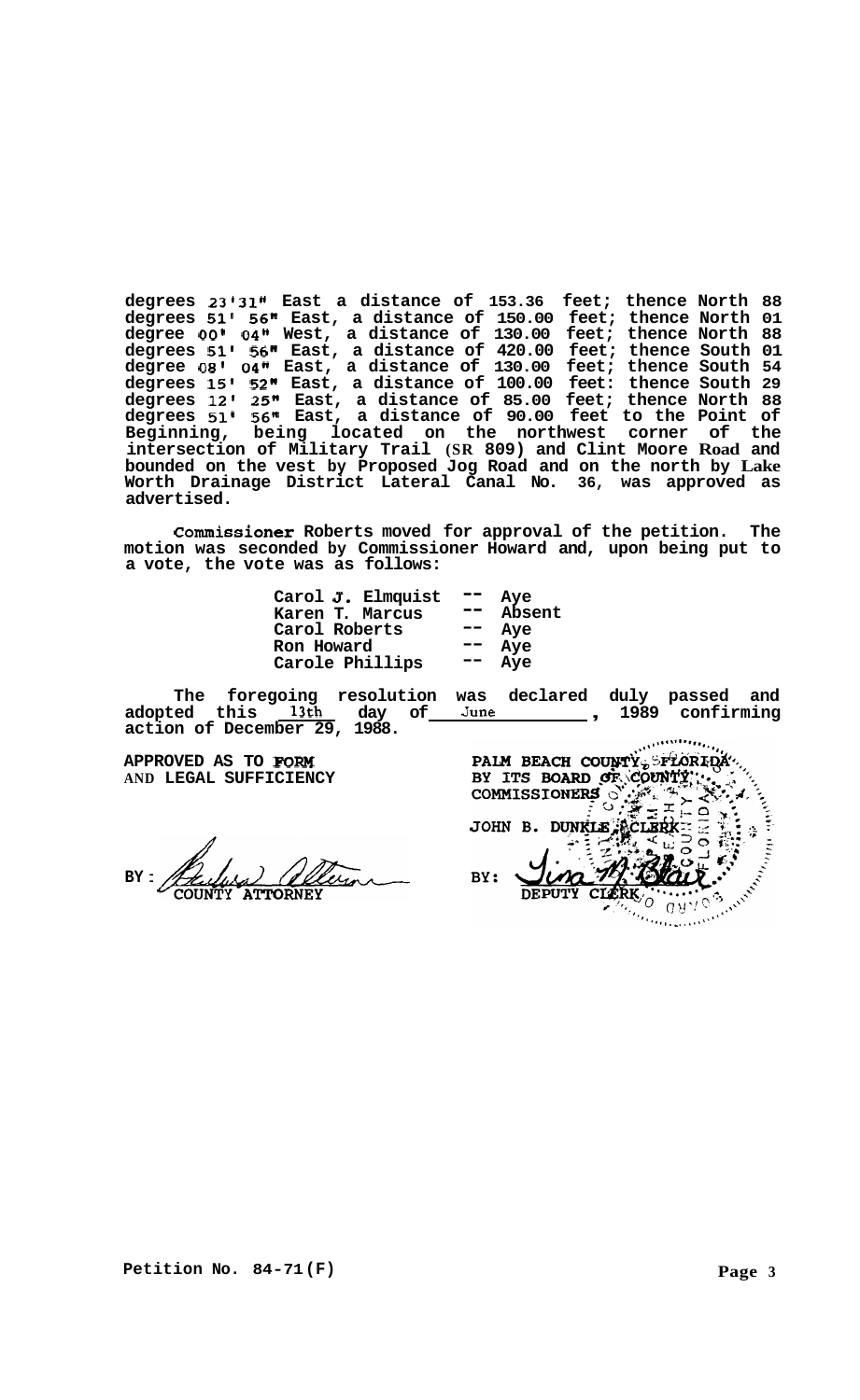degrees 23'31" East a distance of 153.36 feet; thence North 88 degrees 51' 56" East, a distance of 150.00 feet; thence North 01 degree 00' 04" West, a distance of 130.00 feet; thence North 88 degrees 51' 56" East, a distance of 420.00 feet; thence South 01 degree 08' 04" East, a distance of 130.00 feet; thence South 54 degrees 15' 52" East, a distance of 100.00 feet: thence South 29 degrees 12' 25" East, a distance of 85.00 feet; thence North 88 degrees 51' 56" East, a distance of 90.00 feet to the Point of Beginning, being located on the northwest corner of the intersection of Military Trail (SR 809) and Clint Moore Road and bounded on the vest by Proposed Jog Road and on the north by Lake Worth Drainage District Lateral Canal No. 36, was approved as advertised.

Commissioner Roberts moved for approval of the petition. The motion was seconded by Commissioner Howard and, upon being put to a vote, the vote was as follows:

| | | |
|---|---|---|
| Carol J. Elmquist | -- | Aye |
| Karen T. Marcus | -- | Absent |
| Carol Roberts | -- | Aye |
| Ron Howard | -- | Aye |
| Carole Phillips | -- | Aye |

The foregoing resolution was declared duly passed and adopted this 13th day of June, 1989 confirming action of December 29, 1988.

APPROVED AS TO FORM
AND LEGAL SUFFICIENCY

BY: COUNTY ATTORNEY

PALM BEACH COUNTY, FLORIDA
BY ITS BOARD OF COUNTY
COMMISSIONERS

JOHN B. DUNKLE, CLERK

BY: DEPUTY CLERK

Petition No. 84-71(F)